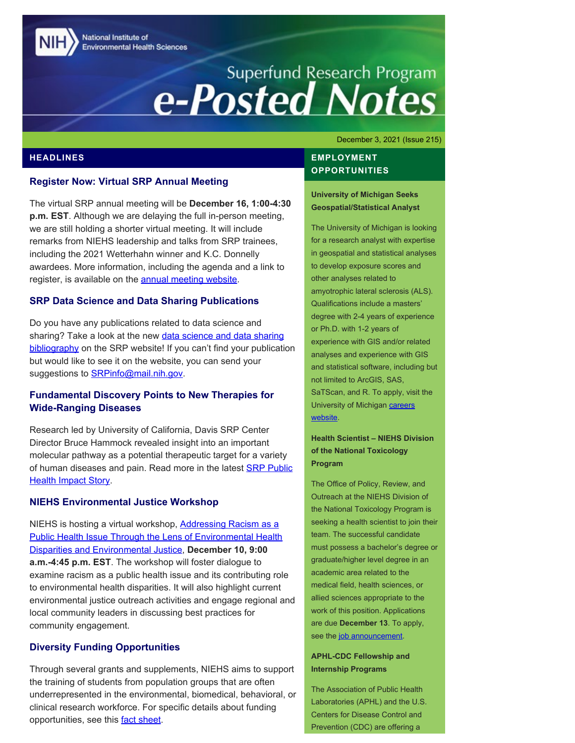# Superfund Research Program e-Posted Notes

National Institute of Environmental Health Sciences

December 3, 2021 (Issue 215)

## HEADLINES

### Register Now: Virtual SRP Annual Meeting

The virtual SRP annual meeting will be **December 16, 1:00-4:30 p.m. EST**. Although we are delaying the full in-person meeting, we are still holding a shorter virtual meeting. It will include remarks from NIEHS leadership and talks from SRP trainees, including the 2021 Wetterhahn winner and K.C. Donnelly awardees. More information, including the agenda and a link to register, is available on the annual meeting website.

### SRP Data Science and Data Sharing Publications

Do you have any publications related to data science and sharing? Take a look at the new data science and data sharing bibliography on the SRP website! If you can't find your publication but would like to see it on the website, you can send your suggestions to SRPinfo@mail.nih.gov.

### Fundamental Discovery Points to New Therapies for Wide-Ranging Diseases

Research led by University of California, Davis SRP Center Director Bruce Hammock revealed insight into an important molecular pathway as a potential therapeutic target for a variety of human diseases and pain. Read more in the latest SRP Public Health Impact Story.

### NIEHS Environmental Justice Workshop

NIEHS is hosting a virtual workshop, Addressing Racism as a Public Health Issue Through the Lens of Environmental Health Disparities and Environmental Justice, **December 10, 9:00 a.m.-4:45 p.m. EST**. The workshop will foster dialogue to examine racism as a public health issue and its contributing role to environmental health disparities. It will also highlight current environmental justice outreach activities and engage regional and local community leaders in discussing best practices for community engagement.

### Diversity Funding Opportunities

Through several grants and supplements, NIEHS aims to support the training of students from population groups that are often underrepresented in the environmental, biomedical, behavioral, or clinical research workforce. For specific details about funding opportunities, see this fact sheet.

## EMPLOYMENT OPPORTUNITIES

**University of Michigan Seeks Geospatial/Statistical Analyst**

The University of Michigan is looking for a research analyst with expertise in geospatial and statistical analyses to develop exposure scores and other analyses related to amyotrophic lateral sclerosis (ALS). Qualifications include a masters' degree with 2-4 years of experience or Ph.D. with 1-2 years of experience with GIS and/or related analyses and experience with GIS and statistical software, including but not limited to ArcGIS, SAS, SaTScan, and R. To apply, visit the University of Michigan careers website.

**Health Scientist – NIEHS Division of the National Toxicology Program**

The Office of Policy, Review, and Outreach at the NIEHS Division of the National Toxicology Program is seeking a health scientist to join their team. The successful candidate must possess a bachelor's degree or graduate/higher level degree in an academic area related to the medical field, health sciences, or allied sciences appropriate to the work of this position. Applications are due **December 13**. To apply, see the job announcement.

**APHL-CDC Fellowship and Internship Programs**

The Association of Public Health Laboratories (APHL) and the U.S. Centers for Disease Control and Prevention (CDC) are offering a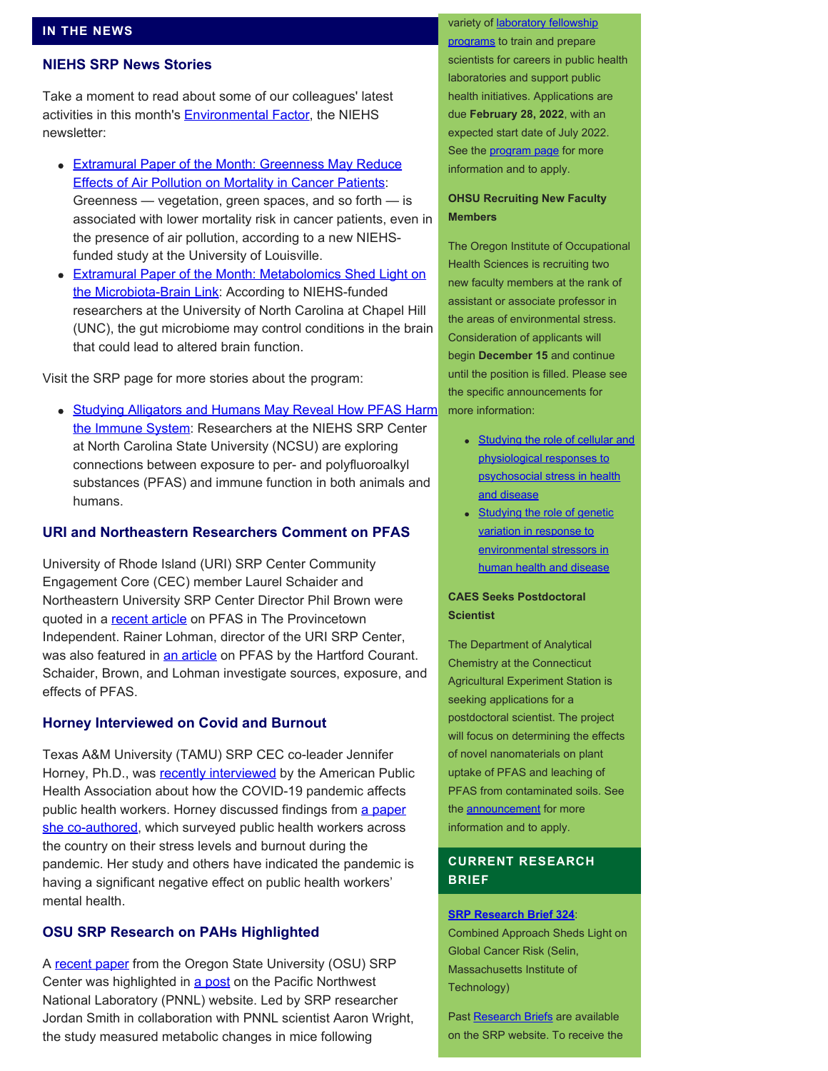## IN THE NEWS

### NIEHS SRP News Stories

Take a moment to read about some of our colleagues' latest activities in this month's Environmental Factor, the NIEHS newsletter:

- Extramural Paper of the Month: Greenness May Reduce Effects of Air Pollution on Mortality in Cancer Patients: Greenness — vegetation, green spaces, and so forth — is associated with lower mortality risk in cancer patients, even in the presence of air pollution, according to a new NIEHS-funded study at the University of Louisville.
- Extramural Paper of the Month: Metabolomics Shed Light on the Microbiota-Brain Link: According to NIEHS-funded researchers at the University of North Carolina at Chapel Hill (UNC), the gut microbiome may control conditions in the brain that could lead to altered brain function.

Visit the SRP page for more stories about the program:

- Studying Alligators and Humans May Reveal How PFAS Harm the Immune System: Researchers at the NIEHS SRP Center at North Carolina State University (NCSU) are exploring connections between exposure to per- and polyfluoroalkyl substances (PFAS) and immune function in both animals and humans.

### URI and Northeastern Researchers Comment on PFAS

University of Rhode Island (URI) SRP Center Community Engagement Core (CEC) member Laurel Schaider and Northeastern University SRP Center Director Phil Brown were quoted in a recent article on PFAS in The Provincetown Independent. Rainer Lohman, director of the URI SRP Center, was also featured in an article on PFAS by the Hartford Courant. Schaider, Brown, and Lohman investigate sources, exposure, and effects of PFAS.

### Horney Interviewed on Covid and Burnout

Texas A&M University (TAMU) SRP CEC co-leader Jennifer Horney, Ph.D., was recently interviewed by the American Public Health Association about how the COVID-19 pandemic affects public health workers. Horney discussed findings from a paper she co-authored, which surveyed public health workers across the country on their stress levels and burnout during the pandemic. Her study and others have indicated the pandemic is having a significant negative effect on public health workers' mental health.

### OSU SRP Research on PAHs Highlighted

A recent paper from the Oregon State University (OSU) SRP Center was highlighted in a post on the Pacific Northwest National Laboratory (PNNL) website. Led by SRP researcher Jordan Smith in collaboration with PNNL scientist Aaron Wright, the study measured metabolic changes in mice following

variety of laboratory fellowship programs to train and prepare scientists for careers in public health laboratories and support public health initiatives. Applications are due **February 28, 2022**, with an expected start date of July 2022. See the program page for more information and to apply.

**OHSU Recruiting New Faculty Members**

The Oregon Institute of Occupational Health Sciences is recruiting two new faculty members at the rank of assistant or associate professor in the areas of environmental stress. Consideration of applicants will begin **December 15** and continue until the position is filled. Please see the specific announcements for more information:

- Studying the role of cellular and physiological responses to psychosocial stress in health and disease
- Studying the role of genetic variation in response to environmental stressors in human health and disease

**CAES Seeks Postdoctoral Scientist**

The Department of Analytical Chemistry at the Connecticut Agricultural Experiment Station is seeking applications for a postdoctoral scientist. The project will focus on determining the effects of novel nanomaterials on plant uptake of PFAS and leaching of PFAS from contaminated soils. See the announcement for more information and to apply.

## CURRENT RESEARCH BRIEF

**SRP Research Brief 324**: Combined Approach Sheds Light on Global Cancer Risk (Selin, Massachusetts Institute of Technology)

Past Research Briefs are available on the SRP website. To receive the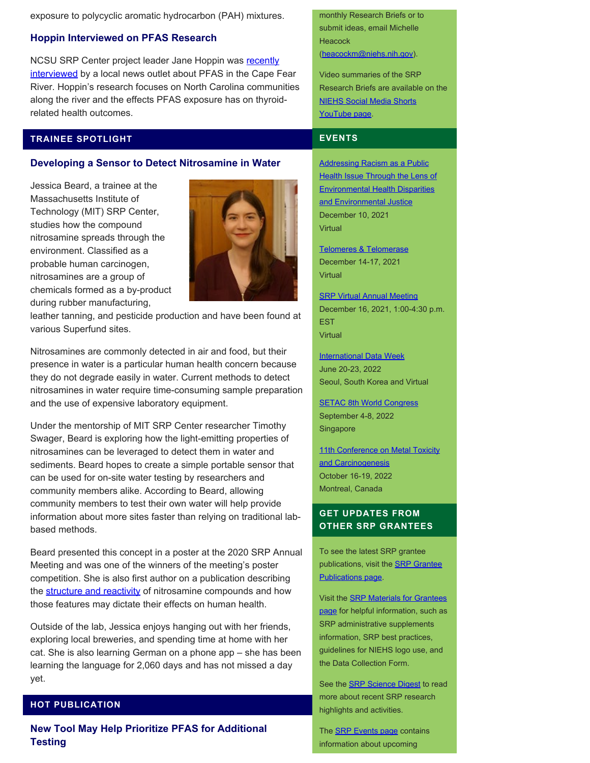exposure to polycyclic aromatic hydrocarbon (PAH) mixtures.

### Hoppin Interviewed on PFAS Research

NCSU SRP Center project leader Jane Hoppin was recently interviewed by a local news outlet about PFAS in the Cape Fear River. Hoppin's research focuses on North Carolina communities along the river and the effects PFAS exposure has on thyroid-related health outcomes.

## TRAINEE SPOTLIGHT

### Developing a Sensor to Detect Nitrosamine in Water

Jessica Beard, a trainee at the Massachusetts Institute of Technology (MIT) SRP Center, studies how the compound nitrosamine spreads through the environment. Classified as a probable human carcinogen, nitrosamines are a group of chemicals formed as a by-product during rubber manufacturing, leather tanning, and pesticide production and have been found at various Superfund sites.

Nitrosamines are commonly detected in air and food, but their presence in water is a particular human health concern because they do not degrade easily in water. Current methods to detect nitrosamines in water require time-consuming sample preparation and the use of expensive laboratory equipment.

Under the mentorship of MIT SRP Center researcher Timothy Swager, Beard is exploring how the light-emitting properties of nitrosamines can be leveraged to detect them in water and sediments. Beard hopes to create a simple portable sensor that can be used for on-site water testing by researchers and community members alike. According to Beard, allowing community members to test their own water will help provide information about more sites faster than relying on traditional lab-based methods.

Beard presented this concept in a poster at the 2020 SRP Annual Meeting and was one of the winners of the meeting's poster competition. She is also first author on a publication describing the structure and reactivity of nitrosamine compounds and how those features may dictate their effects on human health.

Outside of the lab, Jessica enjoys hanging out with her friends, exploring local breweries, and spending time at home with her cat. She is also learning German on a phone app – she has been learning the language for 2,060 days and has not missed a day yet.

## HOT PUBLICATION

### New Tool May Help Prioritize PFAS for Additional Testing

monthly Research Briefs or to submit ideas, email Michelle Heacock (heacockm@niehs.nih.gov).

Video summaries of the SRP Research Briefs are available on the NIEHS Social Media Shorts YouTube page.

## EVENTS

Addressing Racism as a Public Health Issue Through the Lens of Environmental Health Disparities and Environmental Justice
December 10, 2021
Virtual

Telomeres & Telomerase
December 14-17, 2021
Virtual

SRP Virtual Annual Meeting
December 16, 2021, 1:00-4:30 p.m. EST
Virtual

International Data Week
June 20-23, 2022
Seoul, South Korea and Virtual

SETAC 8th World Congress
September 4-8, 2022
Singapore

11th Conference on Metal Toxicity and Carcinogenesis
October 16-19, 2022
Montreal, Canada

## GET UPDATES FROM OTHER SRP GRANTEES

To see the latest SRP grantee publications, visit the SRP Grantee Publications page.

Visit the SRP Materials for Grantees page for helpful information, such as SRP administrative supplements information, SRP best practices, guidelines for NIEHS logo use, and the Data Collection Form.

See the SRP Science Digest to read more about recent SRP research highlights and activities.

The SRP Events page contains information about upcoming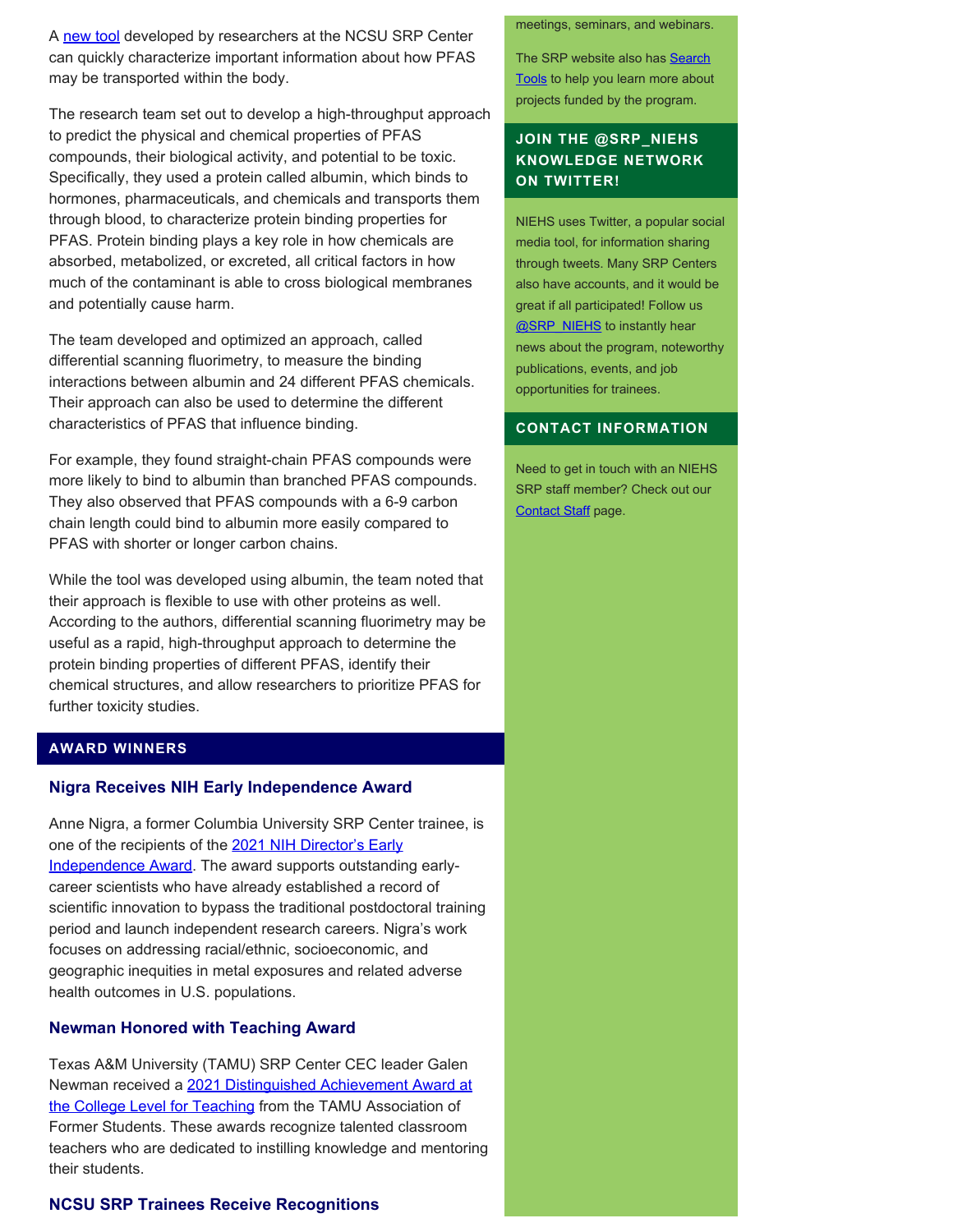A new tool developed by researchers at the NCSU SRP Center can quickly characterize important information about how PFAS may be transported within the body.

The research team set out to develop a high-throughput approach to predict the physical and chemical properties of PFAS compounds, their biological activity, and potential to be toxic. Specifically, they used a protein called albumin, which binds to hormones, pharmaceuticals, and chemicals and transports them through blood, to characterize protein binding properties for PFAS. Protein binding plays a key role in how chemicals are absorbed, metabolized, or excreted, all critical factors in how much of the contaminant is able to cross biological membranes and potentially cause harm.

The team developed and optimized an approach, called differential scanning fluorimetry, to measure the binding interactions between albumin and 24 different PFAS chemicals. Their approach can also be used to determine the different characteristics of PFAS that influence binding.

For example, they found straight-chain PFAS compounds were more likely to bind to albumin than branched PFAS compounds. They also observed that PFAS compounds with a 6-9 carbon chain length could bind to albumin more easily compared to PFAS with shorter or longer carbon chains.

While the tool was developed using albumin, the team noted that their approach is flexible to use with other proteins as well. According to the authors, differential scanning fluorimetry may be useful as a rapid, high-throughput approach to determine the protein binding properties of different PFAS, identify their chemical structures, and allow researchers to prioritize PFAS for further toxicity studies.

## AWARD WINNERS

### Nigra Receives NIH Early Independence Award

Anne Nigra, a former Columbia University SRP Center trainee, is one of the recipients of the 2021 NIH Director's Early Independence Award. The award supports outstanding early-career scientists who have already established a record of scientific innovation to bypass the traditional postdoctoral training period and launch independent research careers. Nigra's work focuses on addressing racial/ethnic, socioeconomic, and geographic inequities in metal exposures and related adverse health outcomes in U.S. populations.

### Newman Honored with Teaching Award

Texas A&M University (TAMU) SRP Center CEC leader Galen Newman received a 2021 Distinguished Achievement Award at the College Level for Teaching from the TAMU Association of Former Students. These awards recognize talented classroom teachers who are dedicated to instilling knowledge and mentoring their students.

### NCSU SRP Trainees Receive Recognitions

meetings, seminars, and webinars.

The SRP website also has Search Tools to help you learn more about projects funded by the program.

## JOIN THE @SRP_NIEHS KNOWLEDGE NETWORK ON TWITTER!

NIEHS uses Twitter, a popular social media tool, for information sharing through tweets. Many SRP Centers also have accounts, and it would be great if all participated! Follow us @SRP_NIEHS to instantly hear news about the program, noteworthy publications, events, and job opportunities for trainees.

## CONTACT INFORMATION

Need to get in touch with an NIEHS SRP staff member? Check out our Contact Staff page.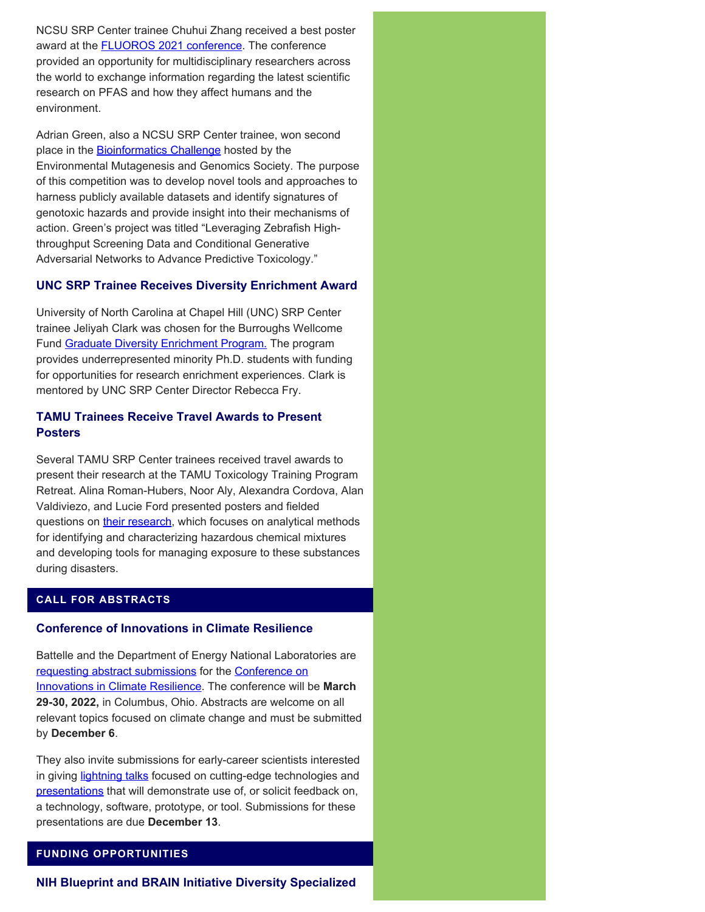NCSU SRP Center trainee Chuhui Zhang received a best poster award at the FLUOROS 2021 conference. The conference provided an opportunity for multidisciplinary researchers across the world to exchange information regarding the latest scientific research on PFAS and how they affect humans and the environment.

Adrian Green, also a NCSU SRP Center trainee, won second place in the Bioinformatics Challenge hosted by the Environmental Mutagenesis and Genomics Society. The purpose of this competition was to develop novel tools and approaches to harness publicly available datasets and identify signatures of genotoxic hazards and provide insight into their mechanisms of action. Green's project was titled "Leveraging Zebrafish High-throughput Screening Data and Conditional Generative Adversarial Networks to Advance Predictive Toxicology."

### UNC SRP Trainee Receives Diversity Enrichment Award

University of North Carolina at Chapel Hill (UNC) SRP Center trainee Jeliyah Clark was chosen for the Burroughs Wellcome Fund Graduate Diversity Enrichment Program. The program provides underrepresented minority Ph.D. students with funding for opportunities for research enrichment experiences. Clark is mentored by UNC SRP Center Director Rebecca Fry.

### TAMU Trainees Receive Travel Awards to Present Posters

Several TAMU SRP Center trainees received travel awards to present their research at the TAMU Toxicology Training Program Retreat. Alina Roman-Hubers, Noor Aly, Alexandra Cordova, Alan Valdiviezo, and Lucie Ford presented posters and fielded questions on their research, which focuses on analytical methods for identifying and characterizing hazardous chemical mixtures and developing tools for managing exposure to these substances during disasters.

## CALL FOR ABSTRACTS

### Conference of Innovations in Climate Resilience

Battelle and the Department of Energy National Laboratories are requesting abstract submissions for the Conference on Innovations in Climate Resilience. The conference will be **March 29-30, 2022,** in Columbus, Ohio. Abstracts are welcome on all relevant topics focused on climate change and must be submitted by **December 6**.

They also invite submissions for early-career scientists interested in giving lightning talks focused on cutting-edge technologies and presentations that will demonstrate use of, or solicit feedback on, a technology, software, prototype, or tool. Submissions for these presentations are due **December 13**.

## FUNDING OPPORTUNITIES

### NIH Blueprint and BRAIN Initiative Diversity Specialized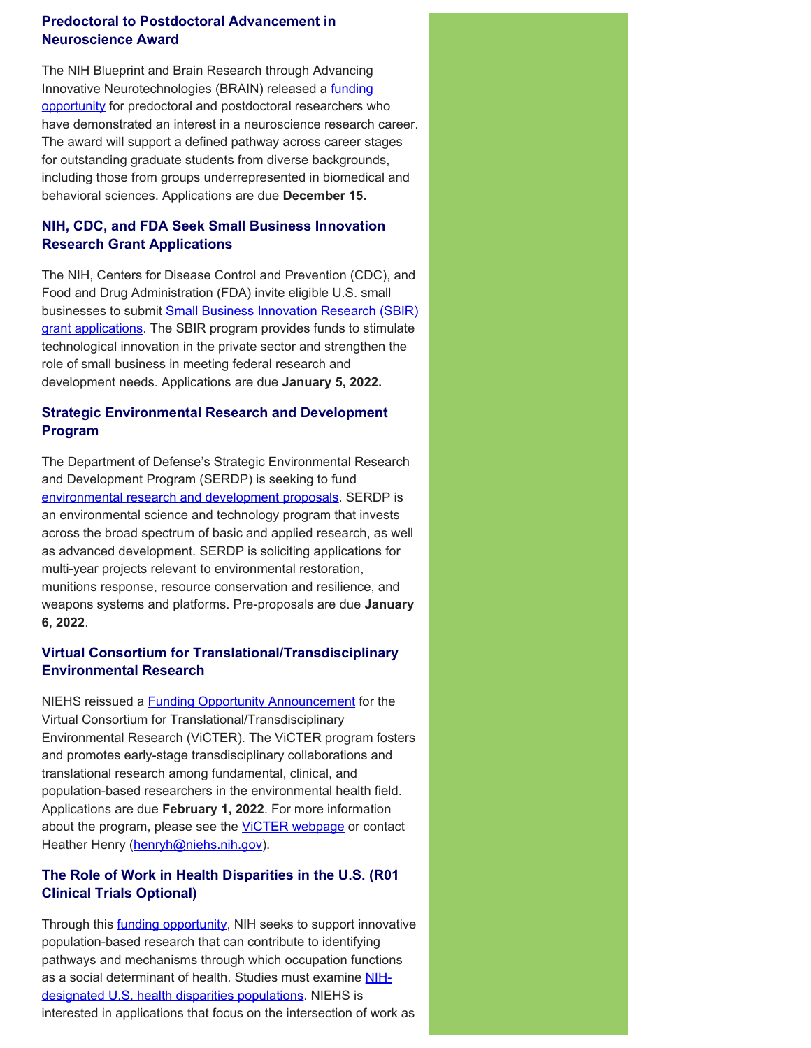### Predoctoral to Postdoctoral Advancement in Neuroscience Award

The NIH Blueprint and Brain Research through Advancing Innovative Neurotechnologies (BRAIN) released a funding opportunity for predoctoral and postdoctoral researchers who have demonstrated an interest in a neuroscience research career. The award will support a defined pathway across career stages for outstanding graduate students from diverse backgrounds, including those from groups underrepresented in biomedical and behavioral sciences. Applications are due **December 15.**

### NIH, CDC, and FDA Seek Small Business Innovation Research Grant Applications

The NIH, Centers for Disease Control and Prevention (CDC), and Food and Drug Administration (FDA) invite eligible U.S. small businesses to submit Small Business Innovation Research (SBIR) grant applications. The SBIR program provides funds to stimulate technological innovation in the private sector and strengthen the role of small business in meeting federal research and development needs. Applications are due **January 5, 2022.**

### Strategic Environmental Research and Development Program

The Department of Defense's Strategic Environmental Research and Development Program (SERDP) is seeking to fund environmental research and development proposals. SERDP is an environmental science and technology program that invests across the broad spectrum of basic and applied research, as well as advanced development. SERDP is soliciting applications for multi-year projects relevant to environmental restoration, munitions response, resource conservation and resilience, and weapons systems and platforms. Pre-proposals are due **January 6, 2022**.

### Virtual Consortium for Translational/Transdisciplinary Environmental Research

NIEHS reissued a Funding Opportunity Announcement for the Virtual Consortium for Translational/Transdisciplinary Environmental Research (ViCTER). The ViCTER program fosters and promotes early-stage transdisciplinary collaborations and translational research among fundamental, clinical, and population-based researchers in the environmental health field. Applications are due **February 1, 2022**. For more information about the program, please see the ViCTER webpage or contact Heather Henry (henryh@niehs.nih.gov).

### The Role of Work in Health Disparities in the U.S. (R01 Clinical Trials Optional)

Through this funding opportunity, NIH seeks to support innovative population-based research that can contribute to identifying pathways and mechanisms through which occupation functions as a social determinant of health. Studies must examine NIH-designated U.S. health disparities populations. NIEHS is interested in applications that focus on the intersection of work as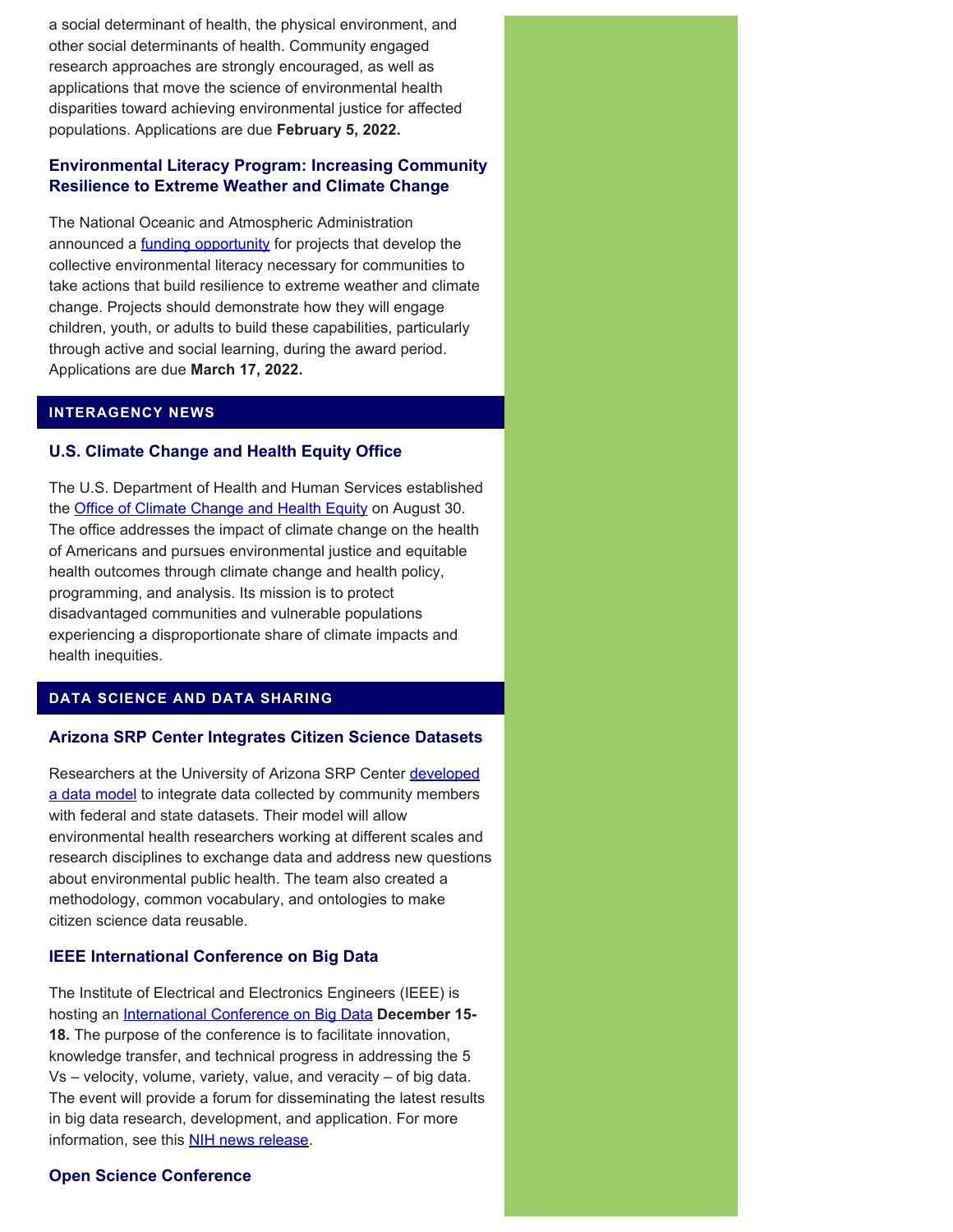a social determinant of health, the physical environment, and other social determinants of health. Community engaged research approaches are strongly encouraged, as well as applications that move the science of environmental health disparities toward achieving environmental justice for affected populations. Applications are due **February 5, 2022.**

### Environmental Literacy Program: Increasing Community Resilience to Extreme Weather and Climate Change

The National Oceanic and Atmospheric Administration announced a funding opportunity for projects that develop the collective environmental literacy necessary for communities to take actions that build resilience to extreme weather and climate change. Projects should demonstrate how they will engage children, youth, or adults to build these capabilities, particularly through active and social learning, during the award period. Applications are due **March 17, 2022.**

## INTERAGENCY NEWS

### U.S. Climate Change and Health Equity Office

The U.S. Department of Health and Human Services established the Office of Climate Change and Health Equity on August 30. The office addresses the impact of climate change on the health of Americans and pursues environmental justice and equitable health outcomes through climate change and health policy, programming, and analysis. Its mission is to protect disadvantaged communities and vulnerable populations experiencing a disproportionate share of climate impacts and health inequities.

## DATA SCIENCE AND DATA SHARING

### Arizona SRP Center Integrates Citizen Science Datasets

Researchers at the University of Arizona SRP Center developed a data model to integrate data collected by community members with federal and state datasets. Their model will allow environmental health researchers working at different scales and research disciplines to exchange data and address new questions about environmental public health. The team also created a methodology, common vocabulary, and ontologies to make citizen science data reusable.

### IEEE International Conference on Big Data

The Institute of Electrical and Electronics Engineers (IEEE) is hosting an International Conference on Big Data **December 15-18.** The purpose of the conference is to facilitate innovation, knowledge transfer, and technical progress in addressing the 5 Vs – velocity, volume, variety, value, and veracity – of big data. The event will provide a forum for disseminating the latest results in big data research, development, and application. For more information, see this NIH news release.

### Open Science Conference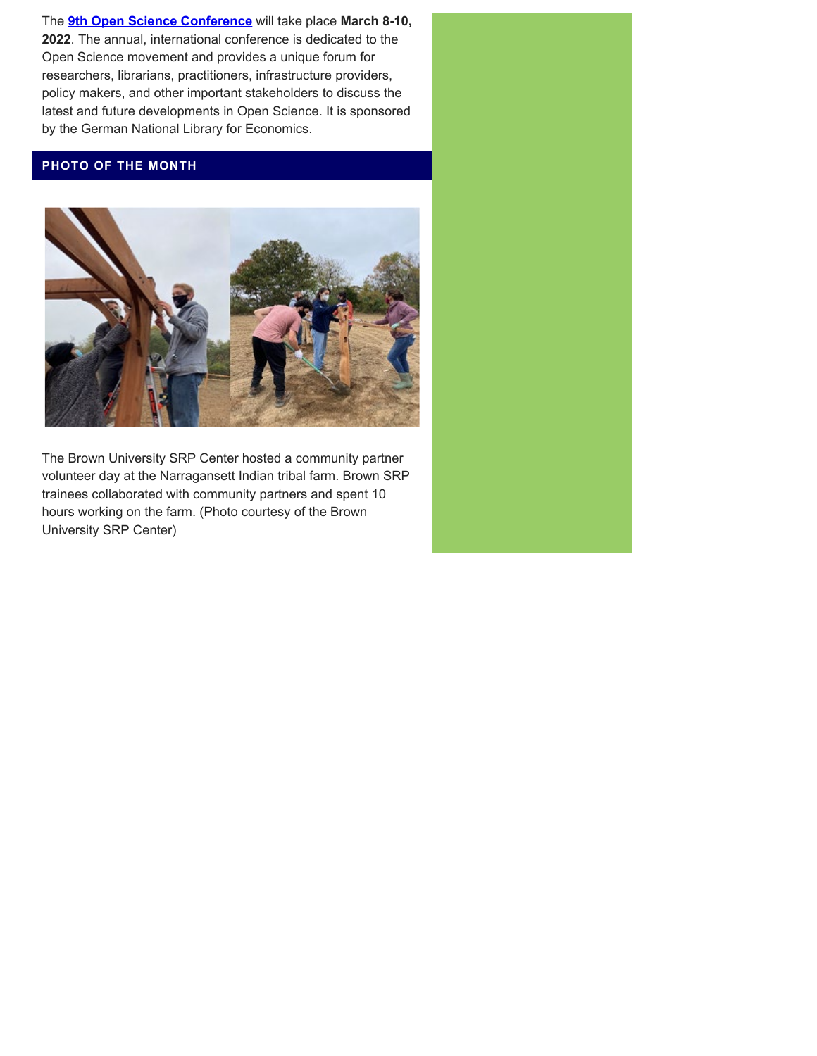The **9th Open Science Conference** will take place **March 8-10, 2022**. The annual, international conference is dedicated to the Open Science movement and provides a unique forum for researchers, librarians, practitioners, infrastructure providers, policy makers, and other important stakeholders to discuss the latest and future developments in Open Science. It is sponsored by the German National Library for Economics.

## PHOTO OF THE MONTH

The Brown University SRP Center hosted a community partner volunteer day at the Narragansett Indian tribal farm. Brown SRP trainees collaborated with community partners and spent 10 hours working on the farm. (Photo courtesy of the Brown University SRP Center)